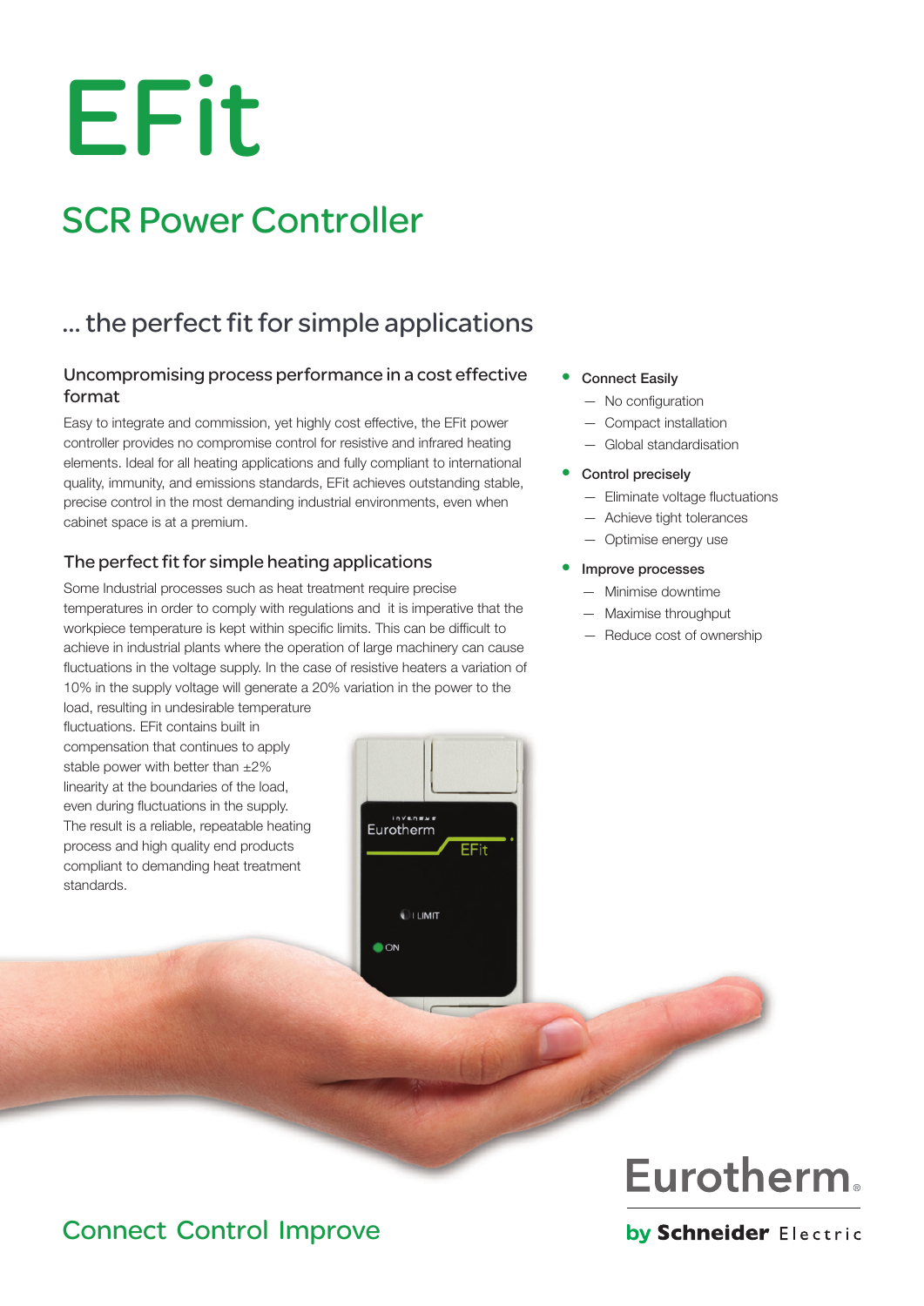# EFit

## SCR Power Controller

## ... the perfect fit for simple applications

### Uncompromising process performance in a cost effective format

Easy to integrate and commission, yet highly cost effective, the EFit power controller provides no compromise control for resistive and infrared heating elements. Ideal for all heating applications and fully compliant to international quality, immunity, and emissions standards, EFit achieves outstanding stable, precise control in the most demanding industrial environments, even when cabinet space is at a premium.

### The perfect fit for simple heating applications

Some Industrial processes such as heat treatment require precise temperatures in order to comply with regulations and it is imperative that the workpiece temperature is kept within specific limits. This can be difficult to achieve in industrial plants where the operation of large machinery can cause fluctuations in the voltage supply. In the case of resistive heaters a variation of 10% in the supply voltage will generate a 20% variation in the power to the load, resulting in undesirable temperature fluctuations. EFit contains built in compensation that continues to apply stable power with better than ±2% linearity at the boundaries of the load, even during fluctuations in the supply. The result is a reliable, repeatable heating process and high quality end products compliant to demanding heat treatment standards.

- Connect Easily
  - No configuration
  - Compact installation
  - Global standardisation
- Control precisely
  - Eliminate voltage fluctuations
  - Achieve tight tolerances
  - Optimise energy use
- Improve processes
  - Minimise downtime
  - Maximise throughput
  - Reduce cost of ownership

Connect Control Improve

Eurotherm by Schneider Electric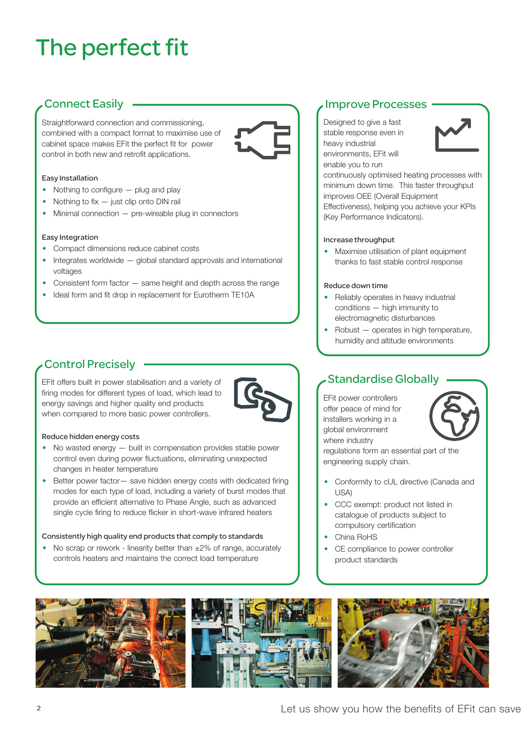// Fallback: Pretend anti-patterns are structured as Do/Don't

# The perfect fit

## Connect Easily

Straightforward connection and commissioning, combined with a compact format to maximise use of cabinet space makes EFit the perfect fit for power control in both new and retrofit applications.

### Easy Installation

- Nothing to configure — plug and play
- Nothing to fix — just clip onto DIN rail
- Minimal connection — pre-wireable plug in connectors

### Easy Integration

- Compact dimensions reduce cabinet costs
- Integrates worldwide — global standard approvals and international voltages
- Consistent form factor — same height and depth across the range
- Ideal form and fit drop in replacement for Eurotherm TE10A

## Control Precisely

EFit offers built in power stabilisation and a variety of firing modes for different types of load, which lead to energy savings and higher quality end products when compared to more basic power controllers.

### Reduce hidden energy costs

- No wasted energy — built in compensation provides stable power control even during power fluctuations, eliminating unexpected changes in heater temperature
- Better power factor— save hidden energy costs with dedicated firing modes for each type of load, including a variety of burst modes that provide an efficient alternative to Phase Angle, such as advanced single cycle firing to reduce flicker in short-wave infrared heaters

### Consistently high quality end products that comply to standards

- No scrap or rework - linearity better than ±2% of range, accurately controls heaters and maintains the correct load temperature

## Improve Processes

Designed to give a fast stable response even in heavy industrial environments, EFit will enable you to run continuously optimised heating processes with minimum down time. This faster throughput improves OEE (Overall Equipment Effectiveness), helping you achieve your KPIs (Key Performance Indicators).

### Increase throughput

- Maximise utilisation of plant equipment thanks to fast stable control response

### Reduce down time

- Reliably operates in heavy industrial conditions — high immunity to electromagnetic disturbances
- Robust — operates in high temperature, humidity and altitude environments

## Standardise Globally

EFit power controllers offer peace of mind for installers working in a global environment where industry regulations form an essential part of the engineering supply chain.

- Conformity to cUL directive (Canada and USA)
- CCC exempt: product not listed in catalogue of products subject to compulsory certification
- China RoHS
- CE compliance to power controller product standards

Let us show you how the benefits of EFit can save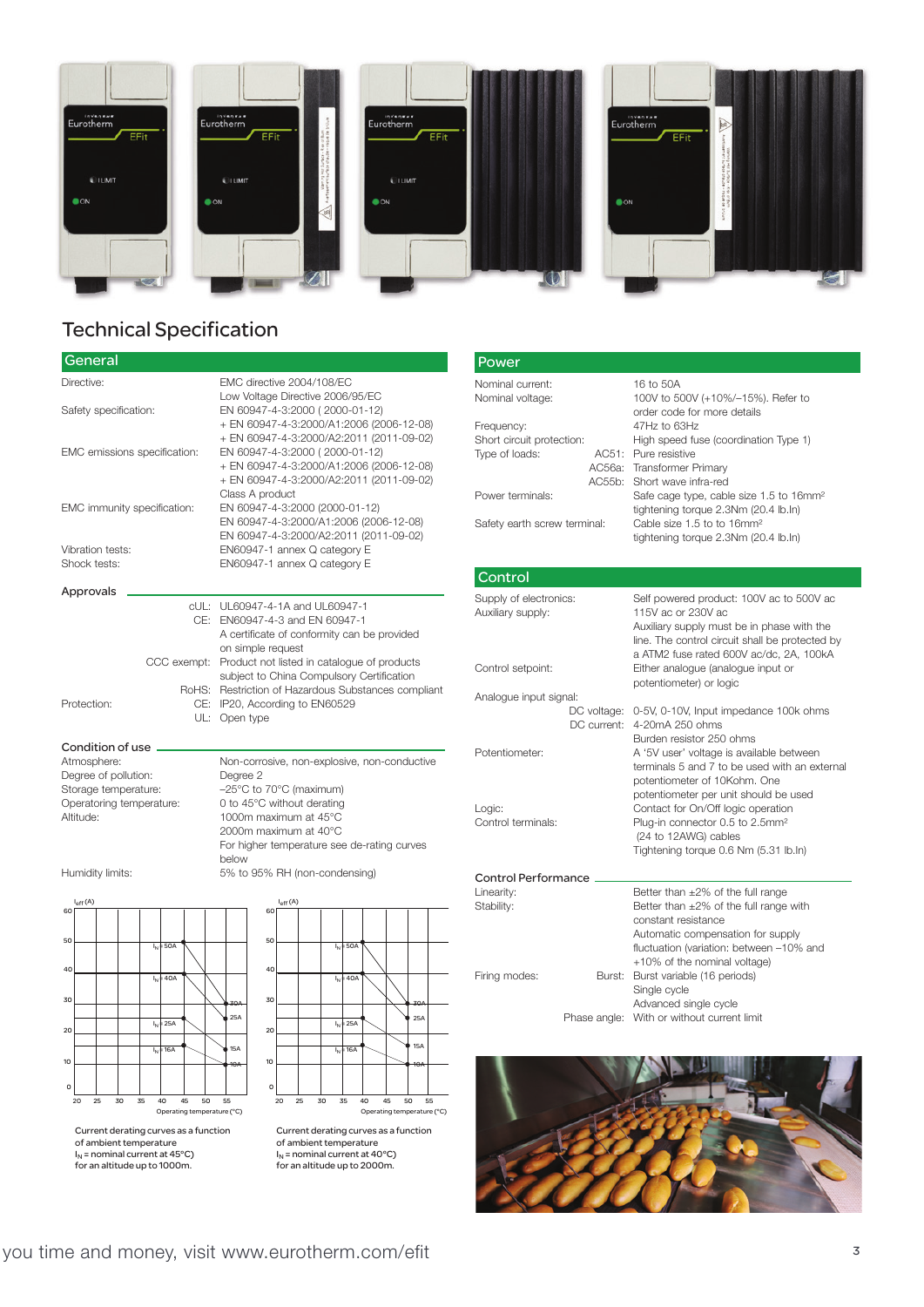# Technical Specification

## General

| | |
|---|---|
| Directive: | EMC directive 2004/108/EC<br>Low Voltage Directive 2006/95/EC |
| Safety specification: | EN 60947-4-3:2000 ( 2000-01-12)<br>+ EN 60947-4-3:2000/A1:2006 (2006-12-08)<br>+ EN 60947-4-3:2000/A2:2011 (2011-09-02) |
| EMC emissions specification: | EN 60947-4-3:2000 ( 2000-01-12)<br>+ EN 60947-4-3:2000/A1:2006 (2006-12-08)<br>+ EN 60947-4-3:2000/A2:2011 (2011-09-02)<br>Class A product |
| EMC immunity specification: | EN 60947-4-3:2000 (2000-01-12)<br>EN 60947-4-3:2000/A1:2006 (2006-12-08)<br>EN 60947-4-3:2000/A2:2011 (2011-09-02) |
| Vibration tests: | EN60947-1 annex Q category E |
| Shock tests: | EN60947-1 annex Q category E |

### Approvals

| | | |
|---|---|---|
| | cUL: | UL60947-4-1A and UL60947-1 |
| | CE: | EN60947-4-3 and EN 60947-1<br>A certificate of conformity can be provided on simple request |
| | CCC exempt: | Product not listed in catalogue of products subject to China Compulsory Certification |
| | RoHS: | Restriction of Hazardous Substances compliant |
| Protection: | CE: | IP20, According to EN60529 |
| | UL: | Open type |

### Condition of use

| | |
|---|---|
| Atmosphere: | Non-corrosive, non-explosive, non-conductive |
| Degree of pollution: | Degree 2 |
| Storage temperature: | −25°C to 70°C (maximum) |
| Operatoring temperature: | 0 to 45°C without derating |
| Altitude: | 1000m maximum at 45°C<br>2000m maximum at 40°C<br>For higher temperature see de-rating curves below |
| Humidity limits: | 5% to 95% RH (non-condensing) |

Current derating curves as a function of ambient temperature
$I_N$ = nominal current at 45°C)
for an altitude up to 1000m.

Current derating curves as a function of ambient temperature
$I_N$ = nominal current at 40°C)
for an altitude up to 2000m.

## Power

| | | |
|---|---|---|
| Nominal current: | | 16 to 50A |
| Nominal voltage: | | 100V to 500V (+10%/−15%). Refer to order code for more details |
| Frequency: | | 47Hz to 63Hz |
| Short circuit protection: | | High speed fuse (coordination Type 1) |
| Type of loads: | AC51: | Pure resistive |
| | AC56a: | Transformer Primary |
| | AC55b: | Short wave infra-red |
| Power terminals: | | Safe cage type, cable size 1.5 to 16mm²<br>tightening torque 2.3Nm (20.4 lb.In) |
| Safety earth screw terminal: | | Cable size 1.5 to to 16mm²<br>tightening torque 2.3Nm (20.4 lb.In) |

## Control

| | | |
|---|---|---|
| Supply of electronics: | | Self powered product: 100V ac to 500V ac |
| Auxiliary supply: | | 115V ac or 230V ac<br>Auxiliary supply must be in phase with the line. The control circuit shall be protected by a ATM2 fuse rated 600V ac/dc, 2A, 100kA |
| Control setpoint: | | Either analogue (analogue input or potentiometer) or logic |
| Analogue input signal: | DC voltage: | 0-5V, 0-10V, Input impedance 100k ohms |
| | DC current: | 4-20mA 250 ohms<br>Burden resistor 250 ohms |
| Potentiometer: | | A '5V user' voltage is available between terminals 5 and 7 to be used with an external potentiometer of 10Kohm. One potentiometer per unit should be used |
| Logic: | | Contact for On/Off logic operation |
| Control terminals: | | Plug-in connector 0.5 to 2.5mm²<br>(24 to 12AWG) cables<br>Tightening torque 0.6 Nm (5.31 lb.In) |

### Control Performance

| | | |
|---|---|---|
| Linearity: | | Better than ±2% of the full range |
| Stability: | | Better than ±2% of the full range with constant resistance<br>Automatic compensation for supply fluctuation (variation: between −10% and +10% of the nominal voltage) |
| Firing modes: | Burst: | Burst variable (16 periods)<br>Single cycle<br>Advanced single cycle |
| | Phase angle: | With or without current limit |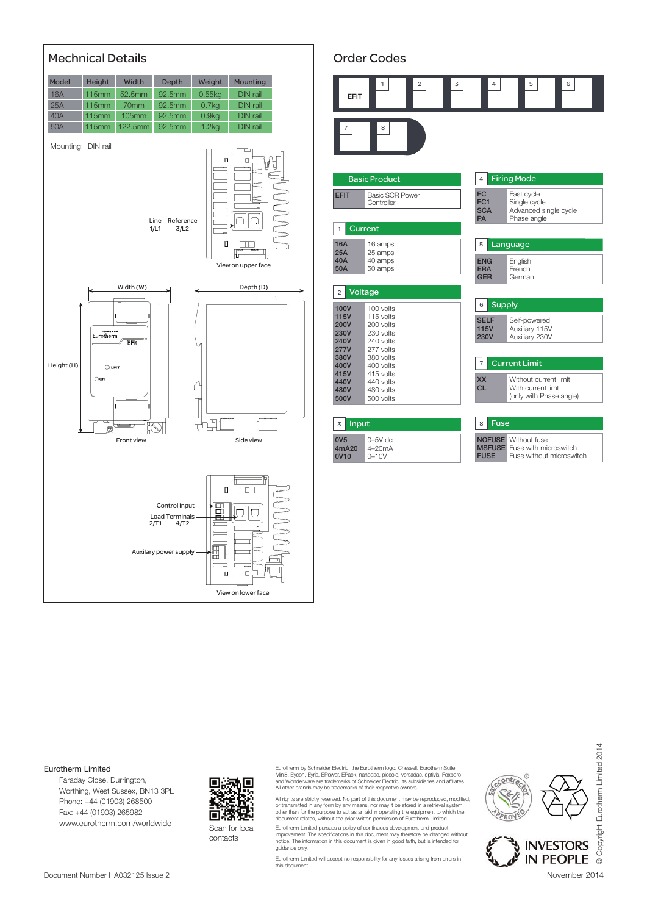## Mechnical Details

| Model | Height | Width | Depth | Weight | Mounting |
|---|---|---|---|---|---|
| 16A | 115mm | 52.5mm | 92.5mm | 0.55kg | DIN rail |
| 25A | 115mm | 70mm | 92.5mm | 0.7kg | DIN rail |
| 40A | 115mm | 105mm | 92.5mm | 0.9kg | DIN rail |
| 50A | 115mm | 122.5mm | 92.5mm | 1.2kg | DIN rail |

Mounting: DIN rail

Line 1/L1
Reference 3/L2
View on upper face

Width (W)
Depth (D)
Height (H)
Front view
Side view

Control input
Load Terminals 2/T1 4/T2
Auxilary power supply
View on lower face

## Order Codes

| EFIT | 1 | 2 | 3 | 4 | 5 | 6 | 7 | 8 |
|---|---|---|---|---|---|---|---|---|

### Basic Product

| | |
|---|---|
| EFIT | Basic SCR Power Controller |

### 1 Current

| | |
|---|---|
| 16A | 16 amps |
| 25A | 25 amps |
| 40A | 40 amps |
| 50A | 50 amps |

### 2 Voltage

| | |
|---|---|
| 100V | 100 volts |
| 115V | 115 volts |
| 200V | 200 volts |
| 230V | 230 volts |
| 240V | 240 volts |
| 277V | 277 volts |
| 380V | 380 volts |
| 400V | 400 volts |
| 415V | 415 volts |
| 440V | 440 volts |
| 480V | 480 volts |
| 500V | 500 volts |

### 3 Input

| | |
|---|---|
| 0V5 | 0–5V dc |
| 4mA20 | 4–20mA |
| 0V10 | 0–10V |

### 4 Firing Mode

| | |
|---|---|
| FC | Fast cycle |
| FC1 | Single cycle |
| SCA | Advanced single cycle |
| PA | Phase angle |

### 5 Language

| | |
|---|---|
| ENG | English |
| ERA | French |
| GER | German |

### 6 Supply

| | |
|---|---|
| SELF | Self-powered |
| 115V | Auxiliary 115V |
| 230V | Auxiliary 230V |

### 7 Current Limit

| | |
|---|---|
| XX | Without current limit |
| CL | With current limt (only with Phase angle) |

### 8 Fuse

| | |
|---|---|
| NOFUSE | Without fuse |
| MSFUSE | Fuse with microswitch |
| FUSE | Fuse without microswitch |

Eurotherm Limited
Faraday Close, Durrington,
Worthing, West Sussex, BN13 3PL
Phone: +44 (01903) 268500
Fax: +44 (01903) 265982
www.eurotherm.com/worldwide

Scan for local contacts

Eurotherm by Schneider Electric, the Eurotherm logo, Chessell, EurothermSuite, Mini8, Eycon, Eyris, EPower, EPack, nanodac, piccolo, versadac, optivis, Foxboro and Wonderware are trademarks of Schneider Electric, its subsidiaries and affiliates. All other brands may be trademarks of their respective owners.

All rights are strictly reserved. No part of this document may be reproduced, modified, or transmitted in any form by any means, nor may it be stored in a retrieval system other than for the purpose to act as an aid in operating the equipment to which the document relates, without the prior written permission of Eurotherm Limited.

Eurotherm Limited pursues a policy of continuous development and product improvement. The specifications in this document may therefore be changed without notice. The information in this document is given in good faith, but is intended for guidance only.

Eurotherm Limited will accept no responsibility for any losses arising from errors in this document.

© Copyright Eurotherm Limited 2014

Document Number HA032125 Issue 2

November 2014